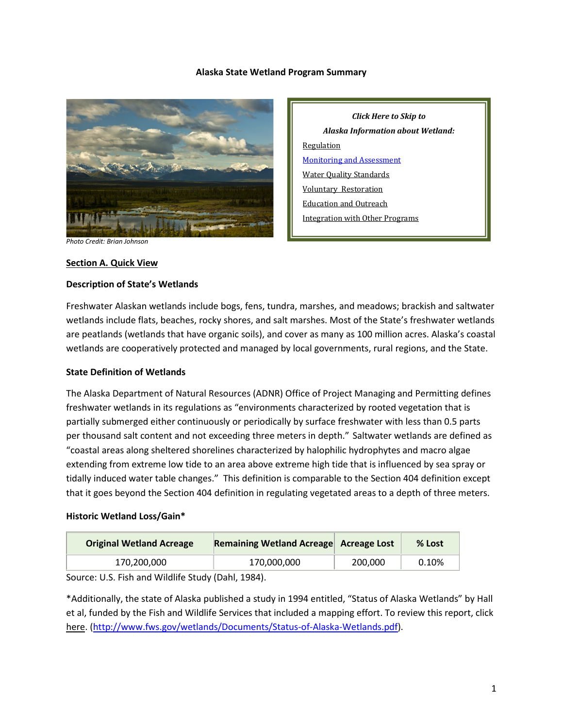# Alaska State Wetland Program Summary

Photo Credit: Brian Johnson

*Click Here to Skip to*

*Alaska Information about Wetland:*

- Regulation
- Monitoring and Assessment
- Water Quality Standards
- Voluntary Restoration
- Education and Outreach
- Integration with Other Programs

## Section A. Quick View

### Description of State's Wetlands

Freshwater Alaskan wetlands include bogs, fens, tundra, marshes, and meadows; brackish and saltwater wetlands include flats, beaches, rocky shores, and salt marshes. Most of the State's freshwater wetlands are peatlands (wetlands that have organic soils), and cover as many as 100 million acres. Alaska's coastal wetlands are cooperatively protected and managed by local governments, rural regions, and the State.

### State Definition of Wetlands

The Alaska Department of Natural Resources (ADNR) Office of Project Managing and Permitting defines freshwater wetlands in its regulations as "environments characterized by rooted vegetation that is partially submerged either continuously or periodically by surface freshwater with less than 0.5 parts per thousand salt content and not exceeding three meters in depth." Saltwater wetlands are defined as "coastal areas along sheltered shorelines characterized by halophilic hydrophytes and macro algae extending from extreme low tide to an area above extreme high tide that is influenced by sea spray or tidally induced water table changes." This definition is comparable to the Section 404 definition except that it goes beyond the Section 404 definition in regulating vegetated areas to a depth of three meters.

### Historic Wetland Loss/Gain*

| Original Wetland Acreage | Remaining Wetland Acreage | Acreage Lost | % Lost |
|---|---|---|---|
| 170,200,000 | 170,000,000 | 200,000 | 0.10% |

Source: U.S. Fish and Wildlife Study (Dahl, 1984).

*Additionally, the state of Alaska published a study in 1994 entitled, "Status of Alaska Wetlands" by Hall et al, funded by the Fish and Wildlife Services that included a mapping effort. To review this report, click here. (http://www.fws.gov/wetlands/Documents/Status-of-Alaska-Wetlands.pdf).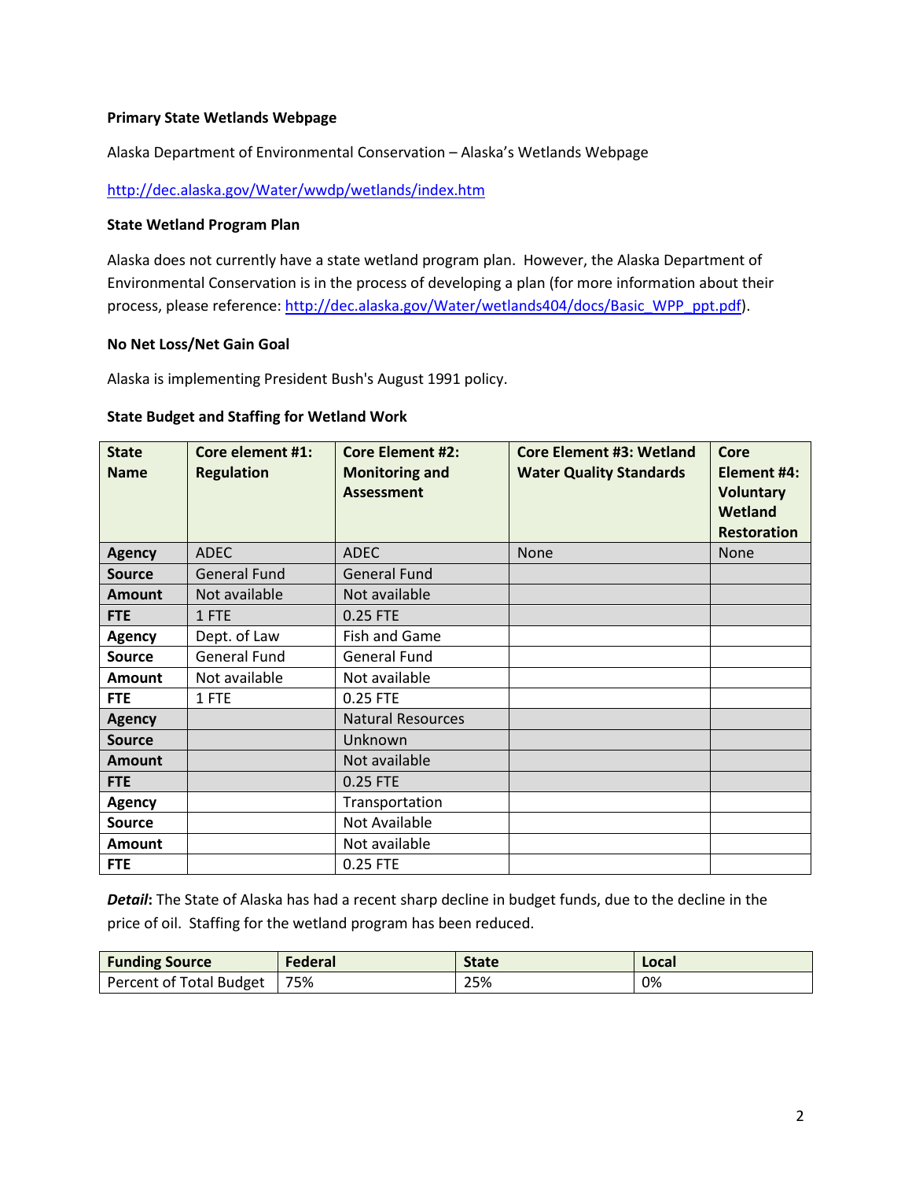**Primary State Wetlands Webpage**

Alaska Department of Environmental Conservation – Alaska's Wetlands Webpage

http://dec.alaska.gov/Water/wwdp/wetlands/index.htm

**State Wetland Program Plan**

Alaska does not currently have a state wetland program plan. However, the Alaska Department of Environmental Conservation is in the process of developing a plan (for more information about their process, please reference: http://dec.alaska.gov/Water/wetlands404/docs/Basic_WPP_ppt.pdf).

**No Net Loss/Net Gain Goal**

Alaska is implementing President Bush's August 1991 policy.

**State Budget and Staffing for Wetland Work**

| State Name | Core element #1: Regulation | Core Element #2: Monitoring and Assessment | Core Element #3: Wetland Water Quality Standards | Core Element #4: Voluntary Wetland Restoration |
|---|---|---|---|---|
| **Agency** | ADEC | ADEC | None | None |
| **Source** | General Fund | General Fund | | |
| **Amount** | Not available | Not available | | |
| **FTE** | 1 FTE | 0.25 FTE | | |
| **Agency** | Dept. of Law | Fish and Game | | |
| **Source** | General Fund | General Fund | | |
| **Amount** | Not available | Not available | | |
| **FTE** | 1 FTE | 0.25 FTE | | |
| **Agency** | | Natural Resources | | |
| **Source** | | Unknown | | |
| **Amount** | | Not available | | |
| **FTE** | | 0.25 FTE | | |
| **Agency** | | Transportation | | |
| **Source** | | Not Available | | |
| **Amount** | | Not available | | |
| **FTE** | | 0.25 FTE | | |

***Detail***: The State of Alaska has had a recent sharp decline in budget funds, due to the decline in the price of oil. Staffing for the wetland program has been reduced.

| Funding Source | Federal | State | Local |
|---|---|---|---|
| Percent of Total Budget | 75% | 25% | 0% |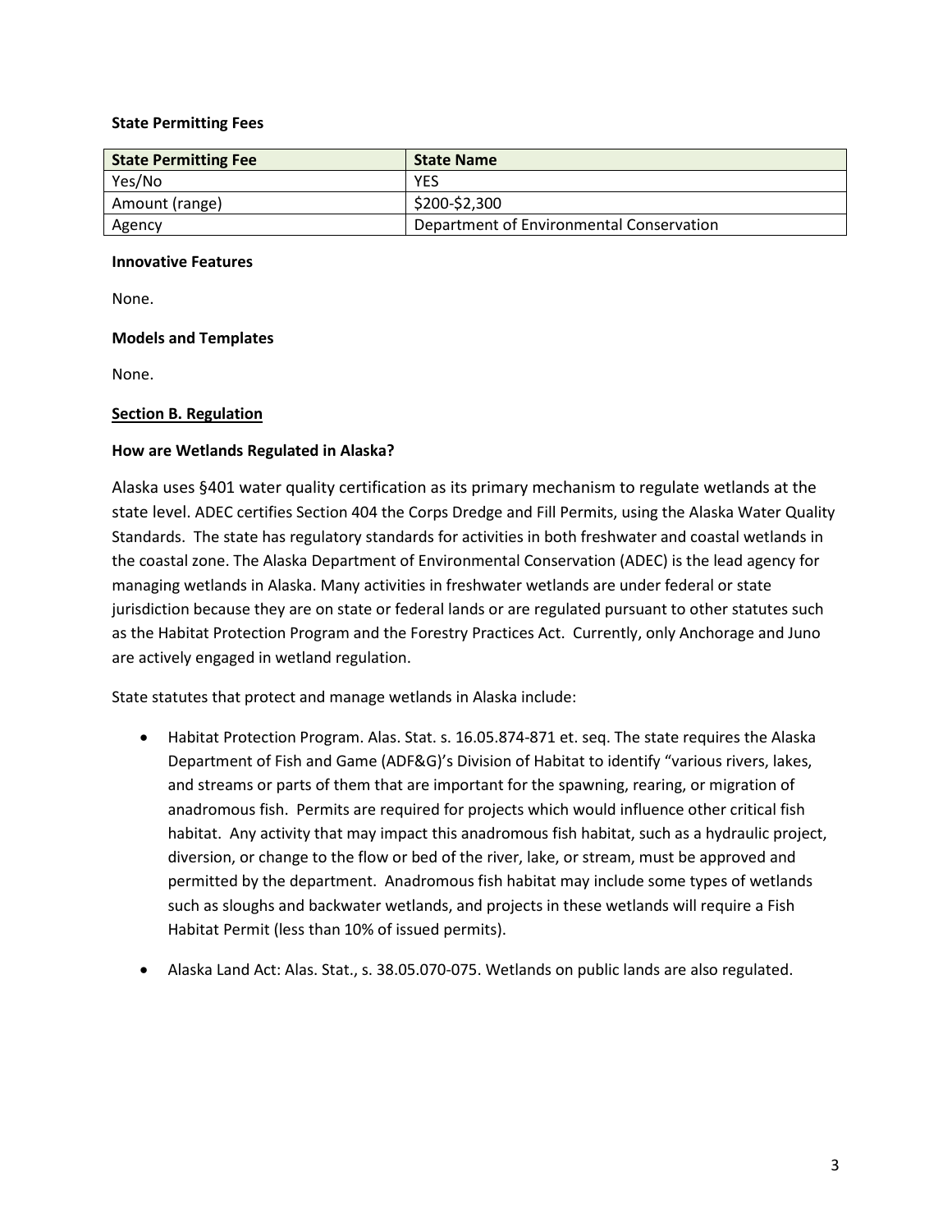**State Permitting Fees**

| State Permitting Fee | State Name |
| --- | --- |
| Yes/No | YES |
| Amount (range) | $200-$2,300 |
| Agency | Department of Environmental Conservation |

**Innovative Features**

None.

**Models and Templates**

None.

**Section B. Regulation**

**How are Wetlands Regulated in Alaska?**

Alaska uses §401 water quality certification as its primary mechanism to regulate wetlands at the state level. ADEC certifies Section 404 the Corps Dredge and Fill Permits, using the Alaska Water Quality Standards. The state has regulatory standards for activities in both freshwater and coastal wetlands in the coastal zone. The Alaska Department of Environmental Conservation (ADEC) is the lead agency for managing wetlands in Alaska. Many activities in freshwater wetlands are under federal or state jurisdiction because they are on state or federal lands or are regulated pursuant to other statutes such as the Habitat Protection Program and the Forestry Practices Act. Currently, only Anchorage and Juno are actively engaged in wetland regulation.

State statutes that protect and manage wetlands in Alaska include:

- Habitat Protection Program. Alas. Stat. s. 16.05.874-871 et. seq. The state requires the Alaska Department of Fish and Game (ADF&G)'s Division of Habitat to identify "various rivers, lakes, and streams or parts of them that are important for the spawning, rearing, or migration of anadromous fish. Permits are required for projects which would influence other critical fish habitat. Any activity that may impact this anadromous fish habitat, such as a hydraulic project, diversion, or change to the flow or bed of the river, lake, or stream, must be approved and permitted by the department. Anadromous fish habitat may include some types of wetlands such as sloughs and backwater wetlands, and projects in these wetlands will require a Fish Habitat Permit (less than 10% of issued permits).
- Alaska Land Act: Alas. Stat., s. 38.05.070-075. Wetlands on public lands are also regulated.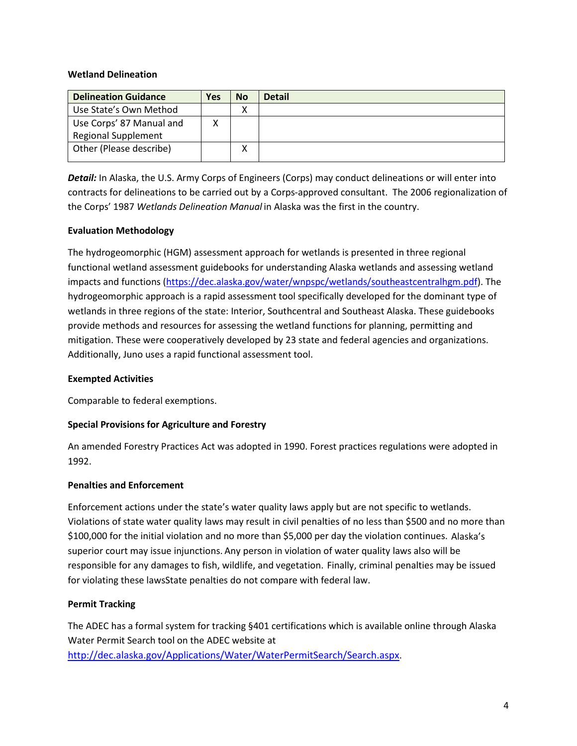**Wetland Delineation**

| Delineation Guidance | Yes | No | Detail |
|---|---|---|---|
| Use State's Own Method | | X | |
| Use Corps' 87 Manual and Regional Supplement | X | | |
| Other (Please describe) | | X | |

***Detail:*** In Alaska, the U.S. Army Corps of Engineers (Corps) may conduct delineations or will enter into contracts for delineations to be carried out by a Corps-approved consultant. The 2006 regionalization of the Corps' 1987 *Wetlands Delineation Manual* in Alaska was the first in the country.

**Evaluation Methodology**

The hydrogeomorphic (HGM) assessment approach for wetlands is presented in three regional functional wetland assessment guidebooks for understanding Alaska wetlands and assessing wetland impacts and functions (https://dec.alaska.gov/water/wnpspc/wetlands/southeastcentralhgm.pdf). The hydrogeomorphic approach is a rapid assessment tool specifically developed for the dominant type of wetlands in three regions of the state: Interior, Southcentral and Southeast Alaska. These guidebooks provide methods and resources for assessing the wetland functions for planning, permitting and mitigation. These were cooperatively developed by 23 state and federal agencies and organizations. Additionally, Juno uses a rapid functional assessment tool.

**Exempted Activities**

Comparable to federal exemptions.

**Special Provisions for Agriculture and Forestry**

An amended Forestry Practices Act was adopted in 1990. Forest practices regulations were adopted in 1992.

**Penalties and Enforcement**

Enforcement actions under the state's water quality laws apply but are not specific to wetlands. Violations of state water quality laws may result in civil penalties of no less than $500 and no more than $100,000 for the initial violation and no more than $5,000 per day the violation continues. Alaska's superior court may issue injunctions. Any person in violation of water quality laws also will be responsible for any damages to fish, wildlife, and vegetation. Finally, criminal penalties may be issued for violating these lawsState penalties do not compare with federal law.

**Permit Tracking**

The ADEC has a formal system for tracking §401 certifications which is available online through Alaska Water Permit Search tool on the ADEC website at http://dec.alaska.gov/Applications/Water/WaterPermitSearch/Search.aspx.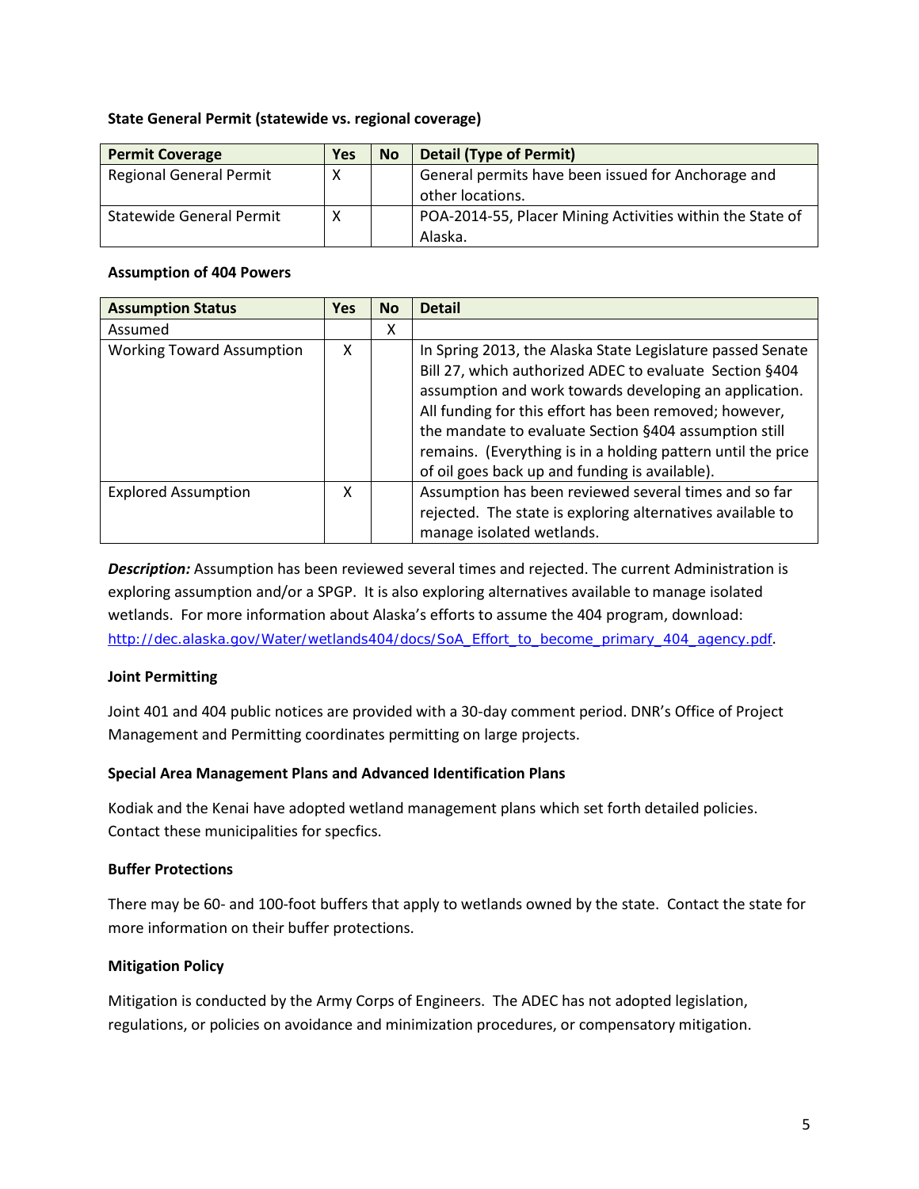**State General Permit (statewide vs. regional coverage)**

| Permit Coverage | Yes | No | Detail (Type of Permit) |
|---|---|---|---|
| Regional General Permit | X | | General permits have been issued for Anchorage and other locations. |
| Statewide General Permit | X | | POA-2014-55, Placer Mining Activities within the State of Alaska. |

**Assumption of 404 Powers**

| Assumption Status | Yes | No | Detail |
|---|---|---|---|
| Assumed | | X | |
| Working Toward Assumption | X | | In Spring 2013, the Alaska State Legislature passed Senate Bill 27, which authorized ADEC to evaluate Section §404 assumption and work towards developing an application. All funding for this effort has been removed; however, the mandate to evaluate Section §404 assumption still remains. (Everything is in a holding pattern until the price of oil goes back up and funding is available). |
| Explored Assumption | X | | Assumption has been reviewed several times and so far rejected. The state is exploring alternatives available to manage isolated wetlands. |

***Description:*** Assumption has been reviewed several times and rejected. The current Administration is exploring assumption and/or a SPGP. It is also exploring alternatives available to manage isolated wetlands. For more information about Alaska's efforts to assume the 404 program, download: http://dec.alaska.gov/Water/wetlands404/docs/SoA_Effort_to_become_primary_404_agency.pdf.

**Joint Permitting**

Joint 401 and 404 public notices are provided with a 30-day comment period. DNR's Office of Project Management and Permitting coordinates permitting on large projects.

**Special Area Management Plans and Advanced Identification Plans**

Kodiak and the Kenai have adopted wetland management plans which set forth detailed policies. Contact these municipalities for specfics.

**Buffer Protections**

There may be 60- and 100-foot buffers that apply to wetlands owned by the state. Contact the state for more information on their buffer protections.

**Mitigation Policy**

Mitigation is conducted by the Army Corps of Engineers. The ADEC has not adopted legislation, regulations, or policies on avoidance and minimization procedures, or compensatory mitigation.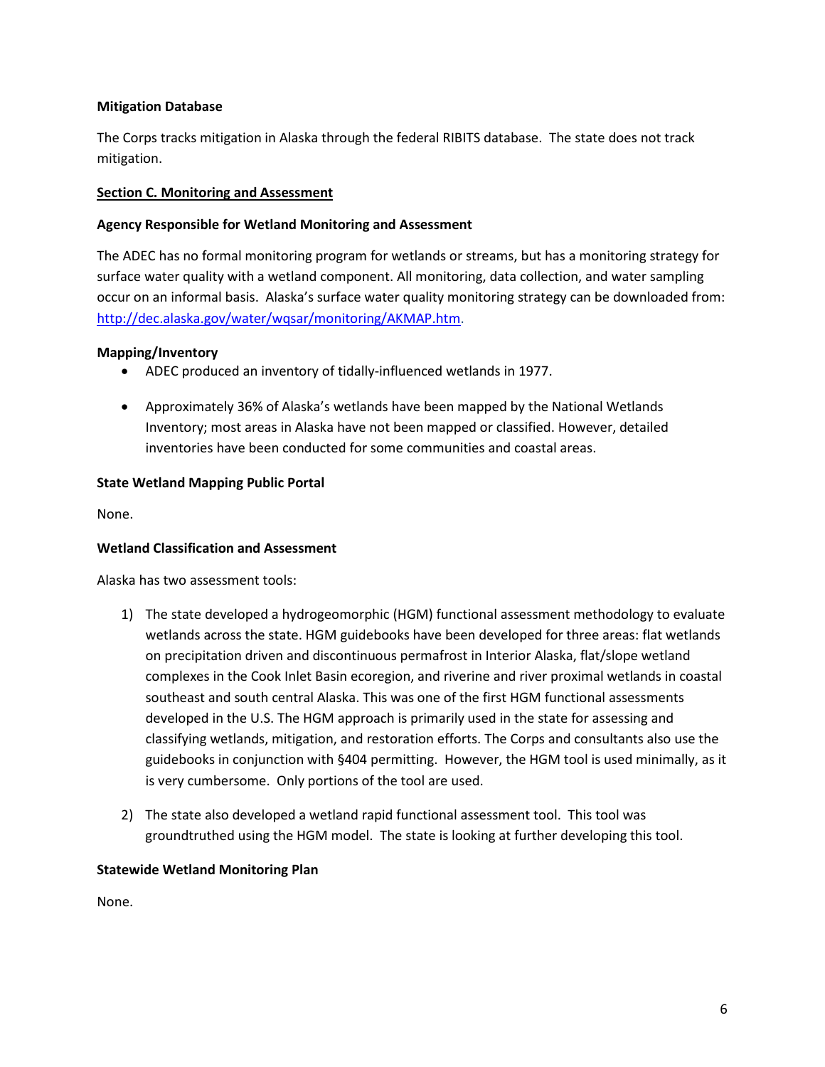**Mitigation Database**

The Corps tracks mitigation in Alaska through the federal RIBITS database. The state does not track mitigation.

## Section C. Monitoring and Assessment

**Agency Responsible for Wetland Monitoring and Assessment**

The ADEC has no formal monitoring program for wetlands or streams, but has a monitoring strategy for surface water quality with a wetland component. All monitoring, data collection, and water sampling occur on an informal basis. Alaska's surface water quality monitoring strategy can be downloaded from: http://dec.alaska.gov/water/wqsar/monitoring/AKMAP.htm.

**Mapping/Inventory**

- ADEC produced an inventory of tidally-influenced wetlands in 1977.
- Approximately 36% of Alaska's wetlands have been mapped by the National Wetlands Inventory; most areas in Alaska have not been mapped or classified. However, detailed inventories have been conducted for some communities and coastal areas.

**State Wetland Mapping Public Portal**

None.

**Wetland Classification and Assessment**

Alaska has two assessment tools:

1) The state developed a hydrogeomorphic (HGM) functional assessment methodology to evaluate wetlands across the state. HGM guidebooks have been developed for three areas: flat wetlands on precipitation driven and discontinuous permafrost in Interior Alaska, flat/slope wetland complexes in the Cook Inlet Basin ecoregion, and riverine and river proximal wetlands in coastal southeast and south central Alaska. This was one of the first HGM functional assessments developed in the U.S. The HGM approach is primarily used in the state for assessing and classifying wetlands, mitigation, and restoration efforts. The Corps and consultants also use the guidebooks in conjunction with §404 permitting. However, the HGM tool is used minimally, as it is very cumbersome. Only portions of the tool are used.

2) The state also developed a wetland rapid functional assessment tool. This tool was groundtruthed using the HGM model. The state is looking at further developing this tool.

**Statewide Wetland Monitoring Plan**

None.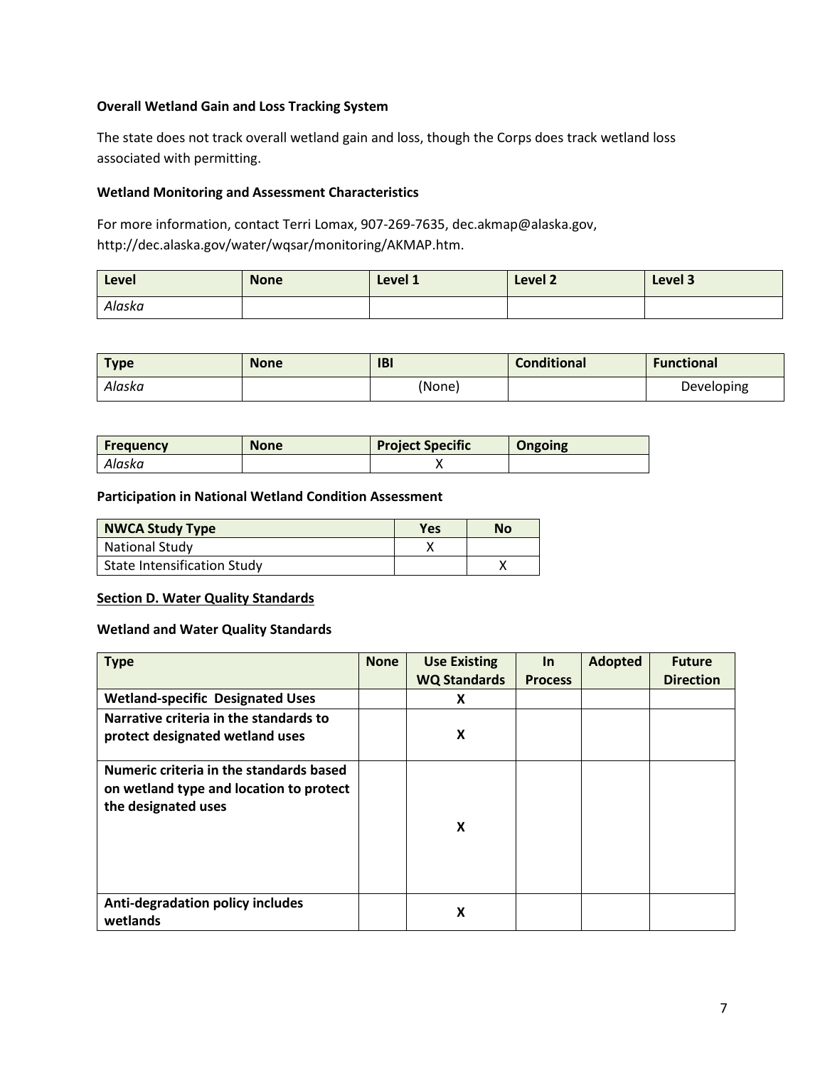**Overall Wetland Gain and Loss Tracking System**

The state does not track overall wetland gain and loss, though the Corps does track wetland loss associated with permitting.

**Wetland Monitoring and Assessment Characteristics**

For more information, contact Terri Lomax, 907-269-7635, dec.akmap@alaska.gov, http://dec.alaska.gov/water/wqsar/monitoring/AKMAP.htm.

| Level | None | Level 1 | Level 2 | Level 3 |
|---|---|---|---|---|
| *Alaska* | | | | |

| Type | None | IBI | Conditional | Functional |
|---|---|---|---|---|
| *Alaska* | | (None) | | Developing |

| Frequency | None | Project Specific | Ongoing |
|---|---|---|---|
| *Alaska* | | X | |

**Participation in National Wetland Condition Assessment**

| NWCA Study Type | Yes | No |
|---|---|---|
| National Study | X | |
| State Intensification Study | | X |

**Section D. Water Quality Standards**

**Wetland and Water Quality Standards**

| Type | None | Use Existing WQ Standards | In Process | Adopted | Future Direction |
|---|---|---|---|---|---|
| **Wetland-specific Designated Uses** | | X | | | |
| **Narrative criteria in the standards to protect designated wetland uses** | | X | | | |
| **Numeric criteria in the standards based on wetland type and location to protect the designated uses** | | X | | | |
| **Anti-degradation policy includes wetlands** | | X | | | |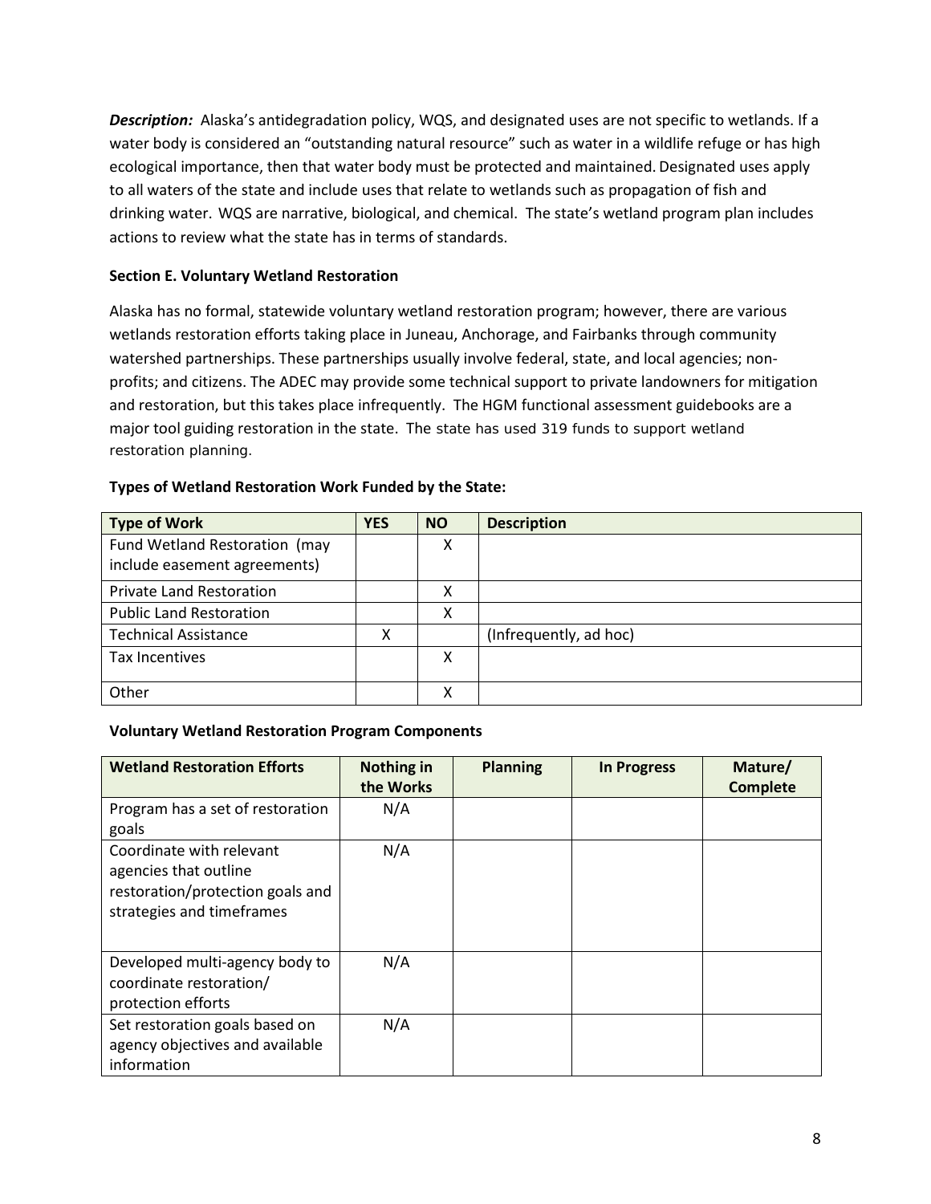***Description:*** Alaska's antidegradation policy, WQS, and designated uses are not specific to wetlands. If a water body is considered an "outstanding natural resource" such as water in a wildlife refuge or has high ecological importance, then that water body must be protected and maintained. Designated uses apply to all waters of the state and include uses that relate to wetlands such as propagation of fish and drinking water. WQS are narrative, biological, and chemical. The state's wetland program plan includes actions to review what the state has in terms of standards.

**Section E. Voluntary Wetland Restoration**

Alaska has no formal, statewide voluntary wetland restoration program; however, there are various wetlands restoration efforts taking place in Juneau, Anchorage, and Fairbanks through community watershed partnerships. These partnerships usually involve federal, state, and local agencies; non-profits; and citizens. The ADEC may provide some technical support to private landowners for mitigation and restoration, but this takes place infrequently. The HGM functional assessment guidebooks are a major tool guiding restoration in the state. The state has used 319 funds to support wetland restoration planning.

**Types of Wetland Restoration Work Funded by the State:**

| Type of Work | YES | NO | Description |
|---|---|---|---|
| Fund Wetland Restoration (may include easement agreements) | | X | |
| Private Land Restoration | | X | |
| Public Land Restoration | | X | |
| Technical Assistance | X | | (Infrequently, ad hoc) |
| Tax Incentives | | X | |
| Other | | X | |

**Voluntary Wetland Restoration Program Components**

| Wetland Restoration Efforts | Nothing in the Works | Planning | In Progress | Mature/ Complete |
|---|---|---|---|---|
| Program has a set of restoration goals | N/A | | | |
| Coordinate with relevant agencies that outline restoration/protection goals and strategies and timeframes | N/A | | | |
| Developed multi-agency body to coordinate restoration/ protection efforts | N/A | | | |
| Set restoration goals based on agency objectives and available information | N/A | | | |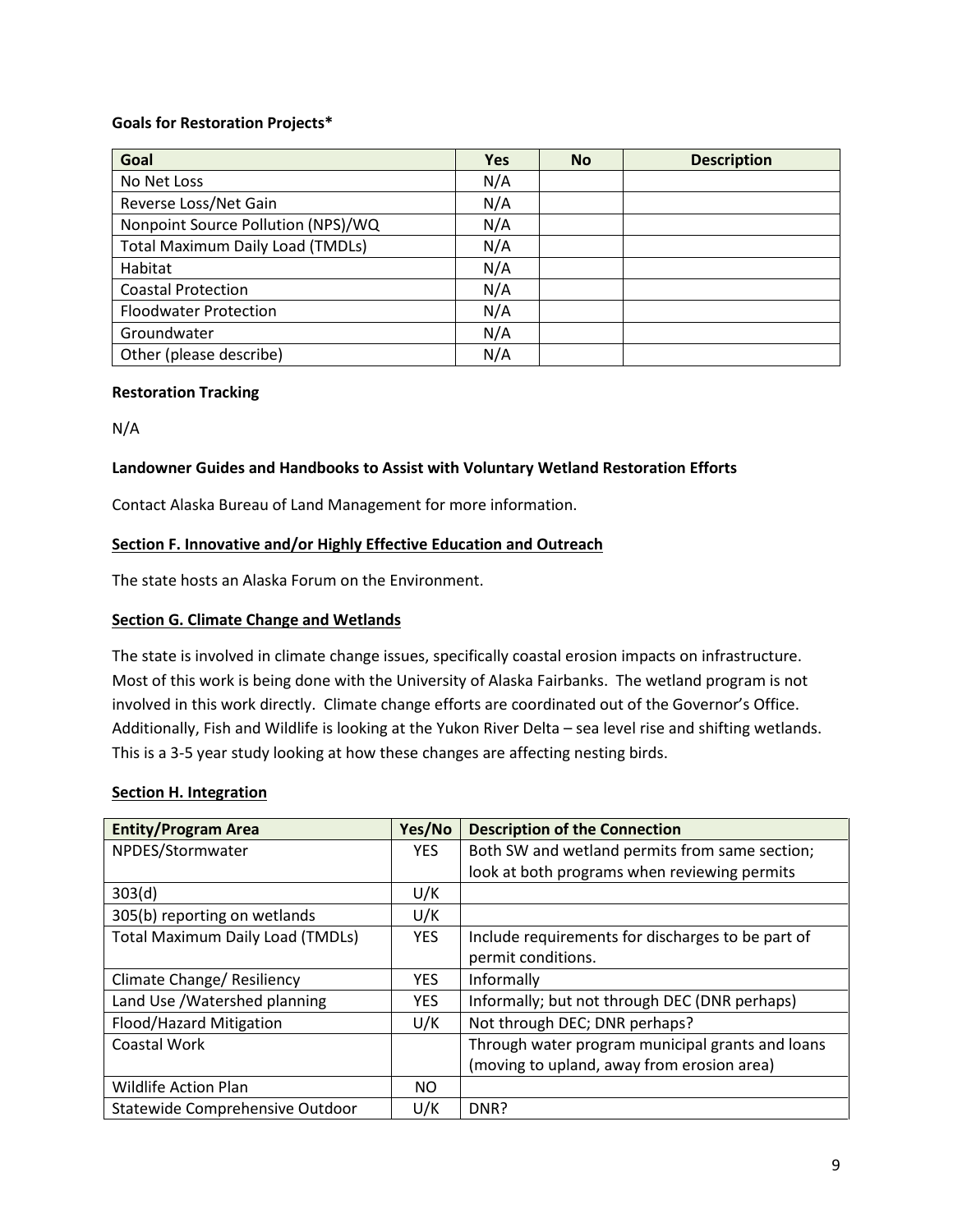**Goals for Restoration Projects***

| Goal | Yes | No | Description |
|---|---|---|---|
| No Net Loss | N/A | | |
| Reverse Loss/Net Gain | N/A | | |
| Nonpoint Source Pollution (NPS)/WQ | N/A | | |
| Total Maximum Daily Load (TMDLs) | N/A | | |
| Habitat | N/A | | |
| Coastal Protection | N/A | | |
| Floodwater Protection | N/A | | |
| Groundwater | N/A | | |
| Other (please describe) | N/A | | |

**Restoration Tracking**

N/A

**Landowner Guides and Handbooks to Assist with Voluntary Wetland Restoration Efforts**

Contact Alaska Bureau of Land Management for more information.

## Section F. Innovative and/or Highly Effective Education and Outreach

The state hosts an Alaska Forum on the Environment.

## Section G. Climate Change and Wetlands

The state is involved in climate change issues, specifically coastal erosion impacts on infrastructure. Most of this work is being done with the University of Alaska Fairbanks. The wetland program is not involved in this work directly. Climate change efforts are coordinated out of the Governor's Office. Additionally, Fish and Wildlife is looking at the Yukon River Delta – sea level rise and shifting wetlands. This is a 3-5 year study looking at how these changes are affecting nesting birds.

## Section H. Integration

| Entity/Program Area | Yes/No | Description of the Connection |
|---|---|---|
| NPDES/Stormwater | YES | Both SW and wetland permits from same section; look at both programs when reviewing permits |
| 303(d) | U/K | |
| 305(b) reporting on wetlands | U/K | |
| Total Maximum Daily Load (TMDLs) | YES | Include requirements for discharges to be part of permit conditions. |
| Climate Change/ Resiliency | YES | Informally |
| Land Use /Watershed planning | YES | Informally; but not through DEC (DNR perhaps) |
| Flood/Hazard Mitigation | U/K | Not through DEC; DNR perhaps? |
| Coastal Work | | Through water program municipal grants and loans (moving to upland, away from erosion area) |
| Wildlife Action Plan | NO | |
| Statewide Comprehensive Outdoor | U/K | DNR? |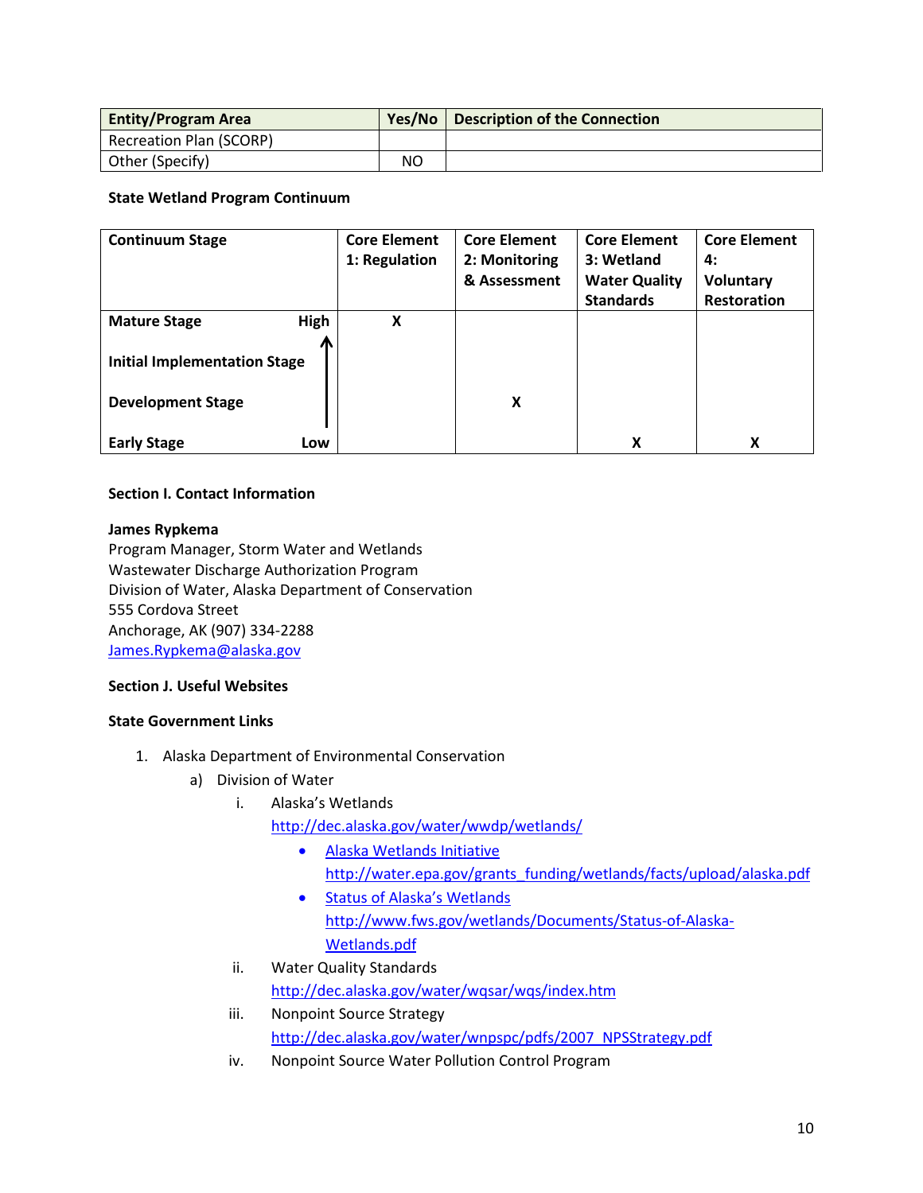| Entity/Program Area | Yes/No | Description of the Connection |
|---|---|---|
| Recreation Plan (SCORP) | | |
| Other (Specify) | NO | |

**State Wetland Program Continuum**

| Continuum Stage | Core Element 1: Regulation | Core Element 2: Monitoring & Assessment | Core Element 3: Wetland Water Quality Standards | Core Element 4: Voluntary Restoration |
|---|---|---|---|---|
| Mature Stage (High) | X | | | |
| Initial Implementation Stage | | | | |
| Development Stage | | X | | |
| Early Stage (Low) | | | X | X |

**Section I. Contact Information**

**James Rypkema**
Program Manager, Storm Water and Wetlands
Wastewater Discharge Authorization Program
Division of Water, Alaska Department of Conservation
555 Cordova Street
Anchorage, AK (907) 334-2288
James.Rypkema@alaska.gov

**Section J. Useful Websites**

**State Government Links**

1. Alaska Department of Environmental Conservation
   a) Division of Water
      i. Alaska's Wetlands
         http://dec.alaska.gov/water/wwdp/wetlands/
         - Alaska Wetlands Initiative
           http://water.epa.gov/grants_funding/wetlands/facts/upload/alaska.pdf
         - Status of Alaska's Wetlands
           http://www.fws.gov/wetlands/Documents/Status-of-Alaska-Wetlands.pdf
      ii. Water Quality Standards
         http://dec.alaska.gov/water/wqsar/wqs/index.htm
      iii. Nonpoint Source Strategy
         http://dec.alaska.gov/water/wnpspc/pdfs/2007_NPSStrategy.pdf
      iv. Nonpoint Source Water Pollution Control Program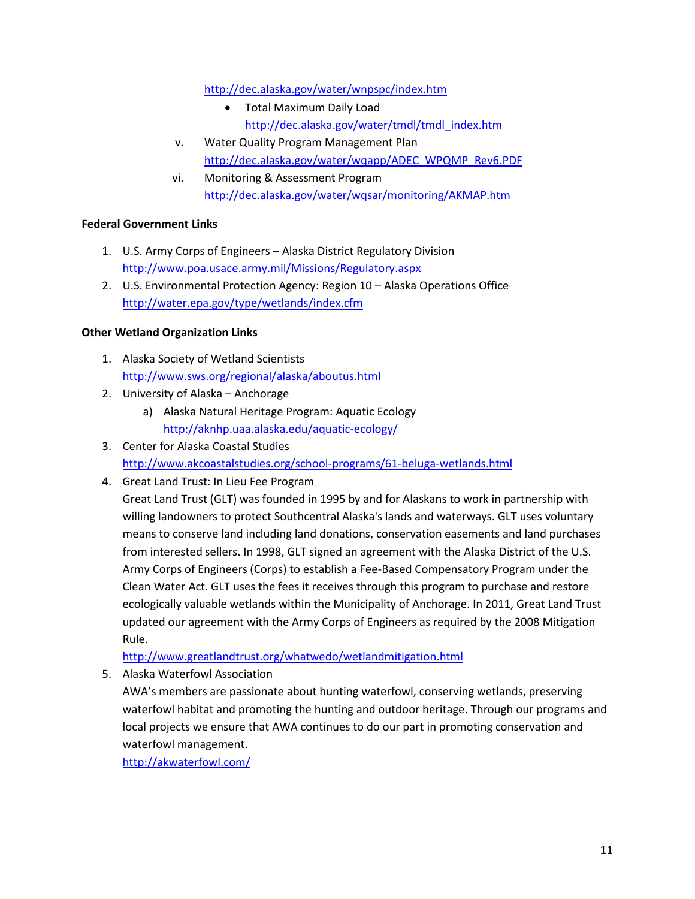http://dec.alaska.gov/water/wnpspc/index.htm

- Total Maximum Daily Load
  http://dec.alaska.gov/water/tmdl/tmdl_index.htm

v. Water Quality Program Management Plan
http://dec.alaska.gov/water/wqapp/ADEC_WPQMP_Rev6.PDF

vi. Monitoring & Assessment Program
http://dec.alaska.gov/water/wqsar/monitoring/AKMAP.htm

**Federal Government Links**

1. U.S. Army Corps of Engineers – Alaska District Regulatory Division
   http://www.poa.usace.army.mil/Missions/Regulatory.aspx
2. U.S. Environmental Protection Agency: Region 10 – Alaska Operations Office
   http://water.epa.gov/type/wetlands/index.cfm

**Other Wetland Organization Links**

1. Alaska Society of Wetland Scientists
   http://www.sws.org/regional/alaska/aboutus.html
2. University of Alaska – Anchorage
   a) Alaska Natural Heritage Program: Aquatic Ecology
      http://aknhp.uaa.alaska.edu/aquatic-ecology/
3. Center for Alaska Coastal Studies
   http://www.akcoastalstudies.org/school-programs/61-beluga-wetlands.html
4. Great Land Trust: In Lieu Fee Program
   Great Land Trust (GLT) was founded in 1995 by and for Alaskans to work in partnership with willing landowners to protect Southcentral Alaska's lands and waterways. GLT uses voluntary means to conserve land including land donations, conservation easements and land purchases from interested sellers. In 1998, GLT signed an agreement with the Alaska District of the U.S. Army Corps of Engineers (Corps) to establish a Fee-Based Compensatory Program under the Clean Water Act. GLT uses the fees it receives through this program to purchase and restore ecologically valuable wetlands within the Municipality of Anchorage. In 2011, Great Land Trust updated our agreement with the Army Corps of Engineers as required by the 2008 Mitigation Rule.
   http://www.greatlandtrust.org/whatwedo/wetlandmitigation.html
5. Alaska Waterfowl Association
   AWA's members are passionate about hunting waterfowl, conserving wetlands, preserving waterfowl habitat and promoting the hunting and outdoor heritage. Through our programs and local projects we ensure that AWA continues to do our part in promoting conservation and waterfowl management.
   http://akwaterfowl.com/